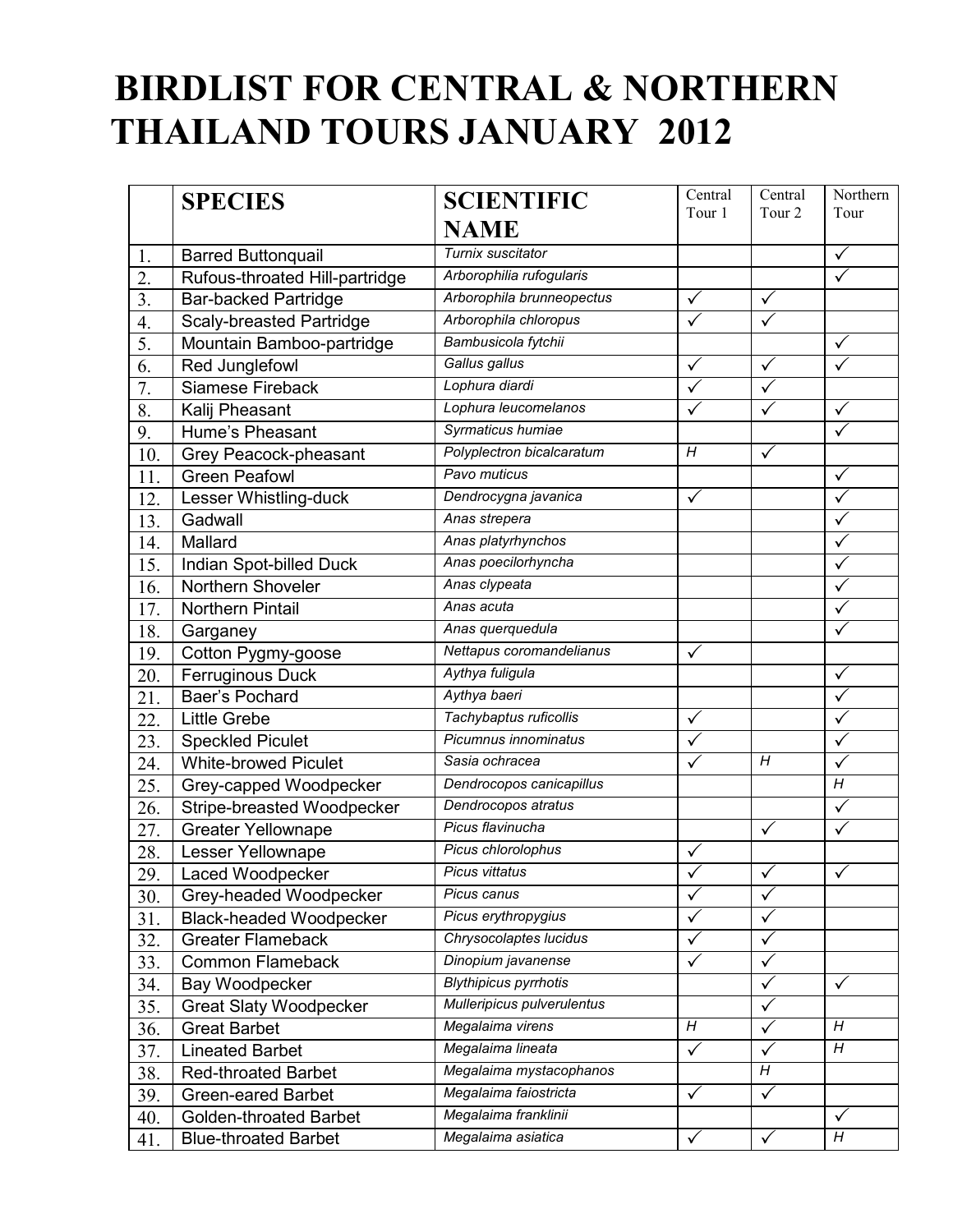# BIRDLIST FOR CENTRAL & NORTHERN THAILAND TOURS JANUARY 2012

| | SPECIES | SCIENTIFIC NAME | Central Tour 1 | Central Tour 2 | Northern Tour |
|---|---|---|---|---|---|
| 1. | Barred Buttonquail | *Turnix suscitator* | | | ✓ |
| 2. | Rufous-throated Hill-partridge | *Arborophilia rufogularis* | | | ✓ |
| 3. | Bar-backed Partridge | *Arborophila brunneopectus* | ✓ | ✓ | |
| 4. | Scaly-breasted Partridge | *Arborophila chloropus* | ✓ | ✓ | |
| 5. | Mountain Bamboo-partridge | *Bambusicola fytchii* | | | ✓ |
| 6. | Red Junglefowl | *Gallus gallus* | ✓ | ✓ | ✓ |
| 7. | Siamese Fireback | *Lophura diardi* | ✓ | ✓ | |
| 8. | Kalij Pheasant | *Lophura leucomelanos* | ✓ | ✓ | ✓ |
| 9. | Hume's Pheasant | *Syrmaticus humiae* | | | ✓ |
| 10. | Grey Peacock-pheasant | *Polyplectron bicalcaratum* | *H* | ✓ | |
| 11. | Green Peafowl | *Pavo muticus* | | | ✓ |
| 12. | Lesser Whistling-duck | *Dendrocygna javanica* | ✓ | | ✓ |
| 13. | Gadwall | *Anas strepera* | | | ✓ |
| 14. | Mallard | *Anas platyrhynchos* | | | ✓ |
| 15. | Indian Spot-billed Duck | *Anas poecilorhyncha* | | | ✓ |
| 16. | Northern Shoveler | *Anas clypeata* | | | ✓ |
| 17. | Northern Pintail | *Anas acuta* | | | ✓ |
| 18. | Garganey | *Anas querquedula* | | | ✓ |
| 19. | Cotton Pygmy-goose | *Nettapus coromandelianus* | ✓ | | |
| 20. | Ferruginous Duck | *Aythya fuligula* | | | ✓ |
| 21. | Baer's Pochard | *Aythya baeri* | | | ✓ |
| 22. | Little Grebe | *Tachybaptus ruficollis* | ✓ | | ✓ |
| 23. | Speckled Piculet | *Picumnus innominatus* | ✓ | | ✓ |
| 24. | White-browed Piculet | *Sasia ochracea* | ✓ | *H* | ✓ |
| 25. | Grey-capped Woodpecker | *Dendrocopos canicapillus* | | | *H* |
| 26. | Stripe-breasted Woodpecker | *Dendrocopos atratus* | | | ✓ |
| 27. | Greater Yellownape | *Picus flavinucha* | | ✓ | ✓ |
| 28. | Lesser Yellownape | *Picus chlorolophus* | ✓ | | |
| 29. | Laced Woodpecker | *Picus vittatus* | ✓ | ✓ | ✓ |
| 30. | Grey-headed Woodpecker | *Picus canus* | ✓ | ✓ | |
| 31. | Black-headed Woodpecker | *Picus erythropygius* | ✓ | ✓ | |
| 32. | Greater Flameback | *Chrysocolaptes lucidus* | ✓ | ✓ | |
| 33. | Common Flameback | *Dinopium javanense* | ✓ | ✓ | |
| 34. | Bay Woodpecker | *Blythipicus pyrrhotis* | | ✓ | ✓ |
| 35. | Great Slaty Woodpecker | *Mulleripicus pulverulentus* | | ✓ | |
| 36. | Great Barbet | *Megalaima virens* | *H* | ✓ | *H* |
| 37. | Lineated Barbet | *Megalaima lineata* | ✓ | ✓ | *H* |
| 38. | Red-throated Barbet | *Megalaima mystacophanos* | | *H* | |
| 39. | Green-eared Barbet | *Megalaima faiostricta* | ✓ | ✓ | |
| 40. | Golden-throated Barbet | *Megalaima franklinii* | | | ✓ |
| 41. | Blue-throated Barbet | *Megalaima asiatica* | ✓ | ✓ | *H* |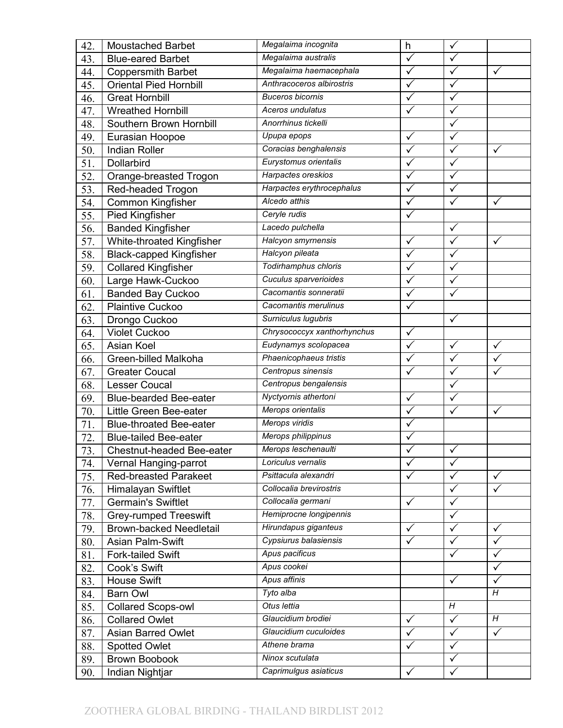| 42. | Moustached Barbet | *Megalaima incognita* | h | ✓ | |
|---|---|---|---|---|---|
| 43. | Blue-eared Barbet | *Megalaima australis* | ✓ | ✓ | |
| 44. | Coppersmith Barbet | *Megalaima haemacephala* | ✓ | ✓ | ✓ |
| 45. | Oriental Pied Hornbill | *Anthracoceros albirostris* | ✓ | ✓ | |
| 46. | Great Hornbill | *Buceros bicornis* | ✓ | ✓ | |
| 47. | Wreathed Hornbill | *Aceros undulatus* | ✓ | ✓ | |
| 48. | Southern Brown Hornbill | *Anorrhinus tickelli* | | ✓ | |
| 49. | Eurasian Hoopoe | *Upupa epops* | ✓ | ✓ | |
| 50. | Indian Roller | *Coracias benghalensis* | ✓ | ✓ | ✓ |
| 51. | Dollarbird | *Eurystomus orientalis* | ✓ | ✓ | |
| 52. | Orange-breasted Trogon | *Harpactes oreskios* | ✓ | ✓ | |
| 53. | Red-headed Trogon | *Harpactes erythrocephalus* | ✓ | ✓ | |
| 54. | Common Kingfisher | *Alcedo atthis* | ✓ | ✓ | ✓ |
| 55. | Pied Kingfisher | *Ceryle rudis* | ✓ | | |
| 56. | Banded Kingfisher | *Lacedo pulchella* | | ✓ | |
| 57. | White-throated Kingfisher | *Halcyon smyrnensis* | ✓ | ✓ | ✓ |
| 58. | Black-capped Kingfisher | *Halcyon pileata* | ✓ | ✓ | |
| 59. | Collared Kingfisher | *Todirhamphus chloris* | ✓ | ✓ | |
| 60. | Large Hawk-Cuckoo | *Cuculus sparverioides* | ✓ | ✓ | |
| 61. | Banded Bay Cuckoo | *Cacomantis sonneratii* | ✓ | ✓ | |
| 62. | Plaintive Cuckoo | *Cacomantis merulinus* | ✓ | | |
| 63. | Drongo Cuckoo | *Surniculus lugubris* | | ✓ | |
| 64. | Violet Cuckoo | *Chrysococcyx xanthorhynchus* | ✓ | | |
| 65. | Asian Koel | *Eudynamys scolopacea* | ✓ | ✓ | ✓ |
| 66. | Green-billed Malkoha | *Phaenicophaeus tristis* | ✓ | ✓ | ✓ |
| 67. | Greater Coucal | *Centropus sinensis* | ✓ | ✓ | ✓ |
| 68. | Lesser Coucal | *Centropus bengalensis* | | ✓ | |
| 69. | Blue-bearded Bee-eater | *Nyctyornis athertoni* | ✓ | ✓ | |
| 70. | Little Green Bee-eater | *Merops orientalis* | ✓ | ✓ | ✓ |
| 71. | Blue-throated Bee-eater | *Merops viridis* | ✓ | | |
| 72. | Blue-tailed Bee-eater | *Merops philippinus* | ✓ | | |
| 73. | Chestnut-headed Bee-eater | *Merops leschenaulti* | ✓ | ✓ | |
| 74. | Vernal Hanging-parrot | *Loriculus vernalis* | ✓ | ✓ | |
| 75. | Red-breasted Parakeet | *Psittacula alexandri* | ✓ | ✓ | ✓ |
| 76. | Himalayan Swiftlet | *Collocalia brevirostris* | | ✓ | ✓ |
| 77. | Germain's Swiftlet | *Collocalia germani* | ✓ | ✓ | |
| 78. | Grey-rumped Treeswift | *Hemiprocne longipennis* | | ✓ | |
| 79. | Brown-backed Needletail | *Hirundapus giganteus* | ✓ | ✓ | ✓ |
| 80. | Asian Palm-Swift | *Cypsiurus balasiensis* | ✓ | ✓ | ✓ |
| 81. | Fork-tailed Swift | *Apus pacificus* | | ✓ | ✓ |
| 82. | Cook's Swift | *Apus cookei* | | | ✓ |
| 83. | House Swift | *Apus affinis* | | ✓ | ✓ |
| 84. | Barn Owl | *Tyto alba* | | | *H* |
| 85. | Collared Scops-owl | *Otus lettia* | | *H* | |
| 86. | Collared Owlet | *Glaucidium brodiei* | ✓ | ✓ | *H* |
| 87. | Asian Barred Owlet | *Glaucidium cuculoides* | ✓ | ✓ | ✓ |
| 88. | Spotted Owlet | *Athene brama* | ✓ | ✓ | |
| 89. | Brown Boobook | *Ninox scutulata* | | ✓ | |
| 90. | Indian Nightjar | *Caprimulgus asiaticus* | ✓ | ✓ | |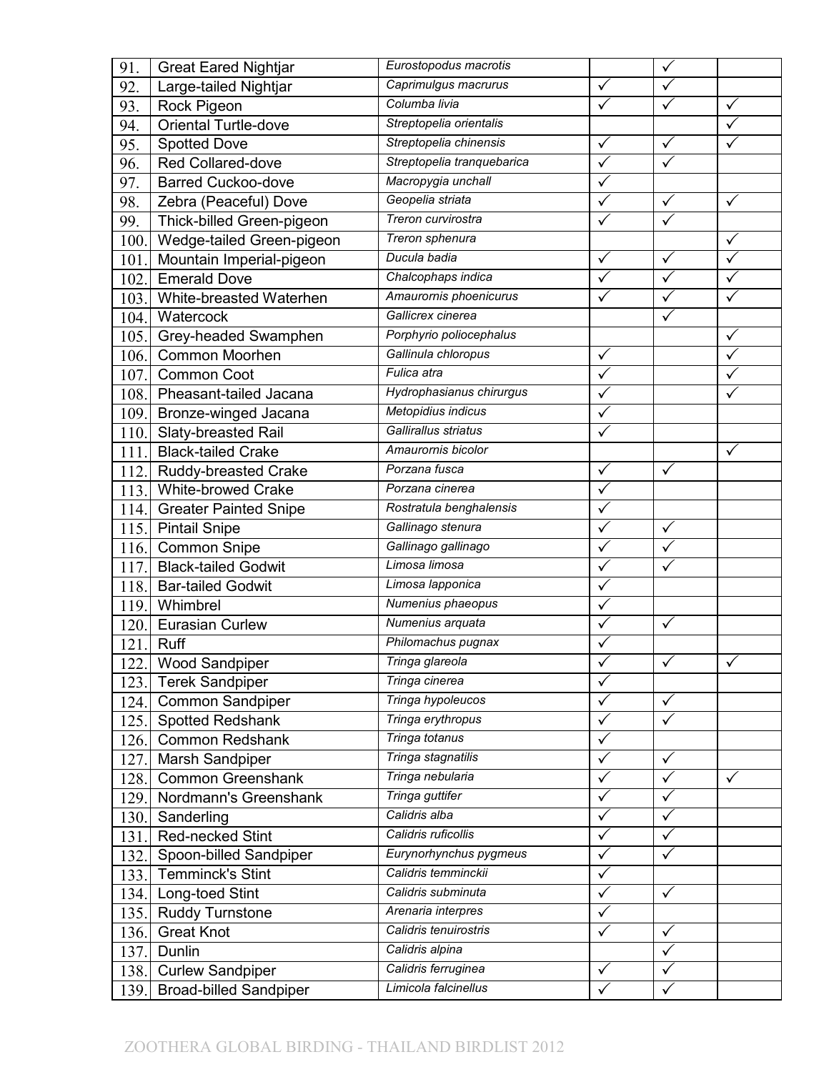| | | | | | |
|---|---|---|---|---|---|
| 91. | Great Eared Nightjar | *Eurostopodus macrotis* | | ✓ | |
| 92. | Large-tailed Nightjar | *Caprimulgus macrurus* | ✓ | ✓ | |
| 93. | Rock Pigeon | *Columba livia* | ✓ | ✓ | ✓ |
| 94. | Oriental Turtle-dove | *Streptopelia orientalis* | | | ✓ |
| 95. | Spotted Dove | *Streptopelia chinensis* | ✓ | ✓ | ✓ |
| 96. | Red Collared-dove | *Streptopelia tranquebarica* | ✓ | ✓ | |
| 97. | Barred Cuckoo-dove | *Macropygia unchall* | ✓ | | |
| 98. | Zebra (Peaceful) Dove | *Geopelia striata* | ✓ | ✓ | ✓ |
| 99. | Thick-billed Green-pigeon | *Treron curvirostra* | ✓ | ✓ | |
| 100. | Wedge-tailed Green-pigeon | *Treron sphenura* | | | ✓ |
| 101. | Mountain Imperial-pigeon | *Ducula badia* | ✓ | ✓ | ✓ |
| 102. | Emerald Dove | *Chalcophaps indica* | ✓ | ✓ | ✓ |
| 103. | White-breasted Waterhen | *Amaurornis phoenicurus* | ✓ | ✓ | ✓ |
| 104. | Watercock | *Gallicrex cinerea* | | ✓ | |
| 105. | Grey-headed Swamphen | *Porphyrio poliocephalus* | | | ✓ |
| 106. | Common Moorhen | *Gallinula chloropus* | ✓ | | ✓ |
| 107. | Common Coot | *Fulica atra* | ✓ | | ✓ |
| 108. | Pheasant-tailed Jacana | *Hydrophasianus chirurgus* | ✓ | | ✓ |
| 109. | Bronze-winged Jacana | *Metopidius indicus* | ✓ | | |
| 110. | Slaty-breasted Rail | *Gallirallus striatus* | ✓ | | |
| 111. | Black-tailed Crake | *Amaurornis bicolor* | | | ✓ |
| 112. | Ruddy-breasted Crake | *Porzana fusca* | ✓ | ✓ | |
| 113. | White-browed Crake | *Porzana cinerea* | ✓ | | |
| 114. | Greater Painted Snipe | *Rostratula benghalensis* | ✓ | | |
| 115. | Pintail Snipe | *Gallinago stenura* | ✓ | ✓ | |
| 116. | Common Snipe | *Gallinago gallinago* | ✓ | ✓ | |
| 117. | Black-tailed Godwit | *Limosa limosa* | ✓ | ✓ | |
| 118. | Bar-tailed Godwit | *Limosa lapponica* | ✓ | | |
| 119. | Whimbrel | *Numenius phaeopus* | ✓ | | |
| 120. | Eurasian Curlew | *Numenius arquata* | ✓ | ✓ | |
| 121. | Ruff | *Philomachus pugnax* | ✓ | | |
| 122. | Wood Sandpiper | *Tringa glareola* | ✓ | ✓ | ✓ |
| 123. | Terek Sandpiper | *Tringa cinerea* | ✓ | | |
| 124. | Common Sandpiper | *Tringa hypoleucos* | ✓ | ✓ | |
| 125. | Spotted Redshank | *Tringa erythropus* | ✓ | ✓ | |
| 126. | Common Redshank | *Tringa totanus* | ✓ | | |
| 127. | Marsh Sandpiper | *Tringa stagnatilis* | ✓ | ✓ | |
| 128. | Common Greenshank | *Tringa nebularia* | ✓ | ✓ | ✓ |
| 129. | Nordmann's Greenshank | *Tringa guttifer* | ✓ | ✓ | |
| 130. | Sanderling | *Calidris alba* | ✓ | ✓ | |
| 131. | Red-necked Stint | *Calidris ruficollis* | ✓ | ✓ | |
| 132. | Spoon-billed Sandpiper | *Eurynorhynchus pygmeus* | ✓ | ✓ | |
| 133. | Temminck's Stint | *Calidris temminckii* | ✓ | | |
| 134. | Long-toed Stint | *Calidris subminuta* | ✓ | ✓ | |
| 135. | Ruddy Turnstone | *Arenaria interpres* | ✓ | | |
| 136. | Great Knot | *Calidris tenuirostris* | ✓ | ✓ | |
| 137. | Dunlin | *Calidris alpina* | | ✓ | |
| 138. | Curlew Sandpiper | *Calidris ferruginea* | ✓ | ✓ | |
| 139. | Broad-billed Sandpiper | *Limicola falcinellus* | ✓ | ✓ | |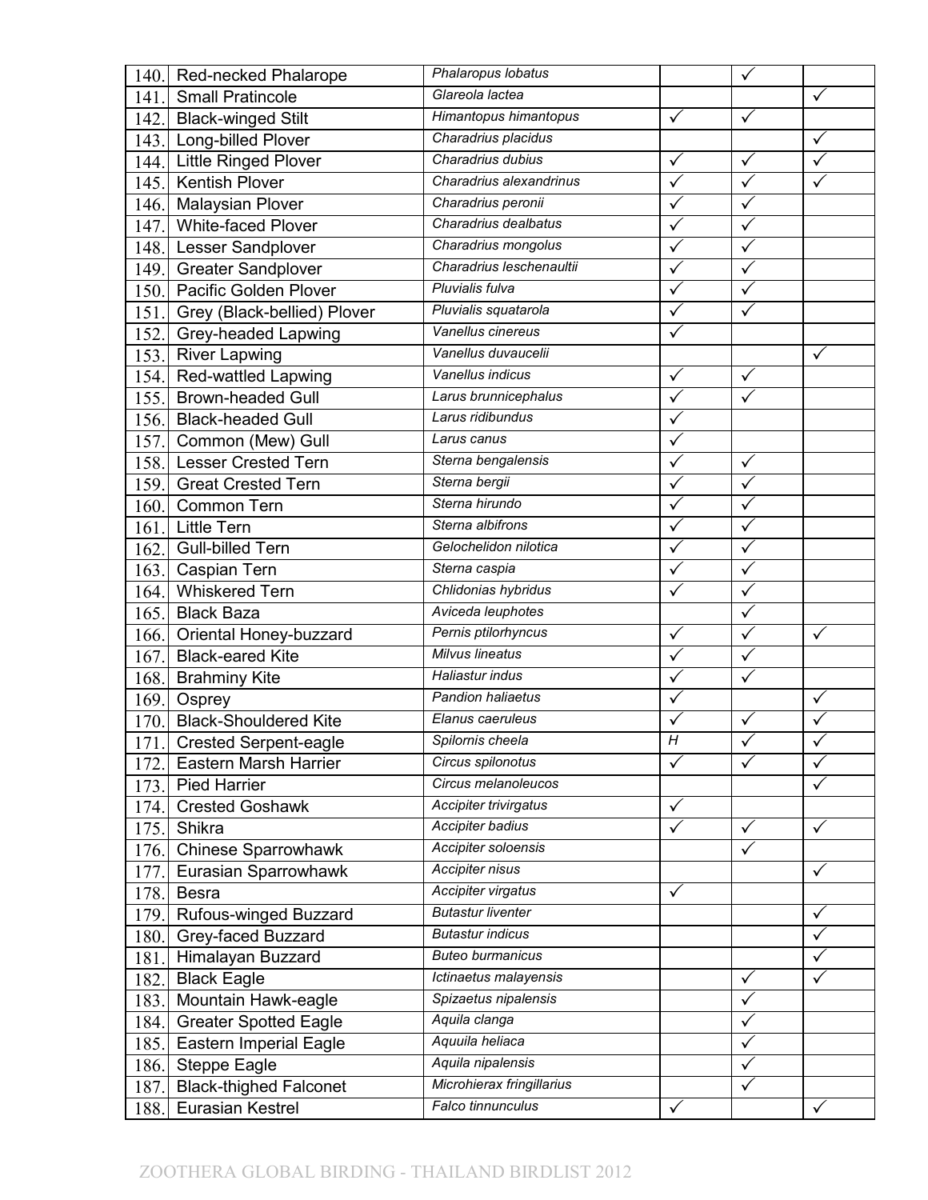| | | | | | |
|---|---|---|---|---|---|
| 140. | Red-necked Phalarope | *Phalaropus lobatus* | | ✓ | |
| 141. | Small Pratincole | *Glareola lactea* | | | ✓ |
| 142. | Black-winged Stilt | *Himantopus himantopus* | ✓ | ✓ | |
| 143. | Long-billed Plover | *Charadrius placidus* | | | ✓ |
| 144. | Little Ringed Plover | *Charadrius dubius* | ✓ | ✓ | ✓ |
| 145. | Kentish Plover | *Charadrius alexandrinus* | ✓ | ✓ | ✓ |
| 146. | Malaysian Plover | *Charadrius peronii* | ✓ | ✓ | |
| 147. | White-faced Plover | *Charadrius dealbatus* | ✓ | ✓ | |
| 148. | Lesser Sandplover | *Charadrius mongolus* | ✓ | ✓ | |
| 149. | Greater Sandplover | *Charadrius leschenaultii* | ✓ | ✓ | |
| 150. | Pacific Golden Plover | *Pluvialis fulva* | ✓ | ✓ | |
| 151. | Grey (Black-bellied) Plover | *Pluvialis squatarola* | ✓ | ✓ | |
| 152. | Grey-headed Lapwing | *Vanellus cinereus* | ✓ | | |
| 153. | River Lapwing | *Vanellus duvaucelii* | | | ✓ |
| 154. | Red-wattled Lapwing | *Vanellus indicus* | ✓ | ✓ | |
| 155. | Brown-headed Gull | *Larus brunnicephalus* | ✓ | ✓ | |
| 156. | Black-headed Gull | *Larus ridibundus* | ✓ | | |
| 157. | Common (Mew) Gull | *Larus canus* | ✓ | | |
| 158. | Lesser Crested Tern | *Sterna bengalensis* | ✓ | ✓ | |
| 159. | Great Crested Tern | *Sterna bergii* | ✓ | ✓ | |
| 160. | Common Tern | *Sterna hirundo* | ✓ | ✓ | |
| 161. | Little Tern | *Sterna albifrons* | ✓ | ✓ | |
| 162. | Gull-billed Tern | *Gelochelidon nilotica* | ✓ | ✓ | |
| 163. | Caspian Tern | *Sterna caspia* | ✓ | ✓ | |
| 164. | Whiskered Tern | *Chlidonias hybridus* | ✓ | ✓ | |
| 165. | Black Baza | *Aviceda leuphotes* | | ✓ | |
| 166. | Oriental Honey-buzzard | *Pernis ptilorhyncus* | ✓ | ✓ | ✓ |
| 167. | Black-eared Kite | *Milvus lineatus* | ✓ | ✓ | |
| 168. | Brahminy Kite | *Haliastur indus* | ✓ | ✓ | |
| 169. | Osprey | *Pandion haliaetus* | ✓ | | ✓ |
| 170. | Black-Shouldered Kite | *Elanus caeruleus* | ✓ | ✓ | ✓ |
| 171. | Crested Serpent-eagle | *Spilornis cheela* | *H* | ✓ | ✓ |
| 172. | Eastern Marsh Harrier | *Circus spilonotus* | ✓ | ✓ | ✓ |
| 173. | Pied Harrier | *Circus melanoleucos* | | | ✓ |
| 174. | Crested Goshawk | *Accipiter trivirgatus* | ✓ | | |
| 175. | Shikra | *Accipiter badius* | ✓ | ✓ | ✓ |
| 176. | Chinese Sparrowhawk | *Accipiter soloensis* | | ✓ | |
| 177. | Eurasian Sparrowhawk | *Accipiter nisus* | | | ✓ |
| 178. | Besra | *Accipiter virgatus* | ✓ | | |
| 179. | Rufous-winged Buzzard | *Butastur liventer* | | | ✓ |
| 180. | Grey-faced Buzzard | *Butastur indicus* | | | ✓ |
| 181. | Himalayan Buzzard | *Buteo burmanicus* | | | ✓ |
| 182. | Black Eagle | *Ictinaetus malayensis* | | ✓ | ✓ |
| 183. | Mountain Hawk-eagle | *Spizaetus nipalensis* | | ✓ | |
| 184. | Greater Spotted Eagle | *Aquila clanga* | | ✓ | |
| 185. | Eastern Imperial Eagle | *Aquuila heliaca* | | ✓ | |
| 186. | Steppe Eagle | *Aquila nipalensis* | | ✓ | |
| 187. | Black-thighed Falconet | *Microhierax fringillarius* | | ✓ | |
| 188. | Eurasian Kestrel | *Falco tinnunculus* | ✓ | | ✓ |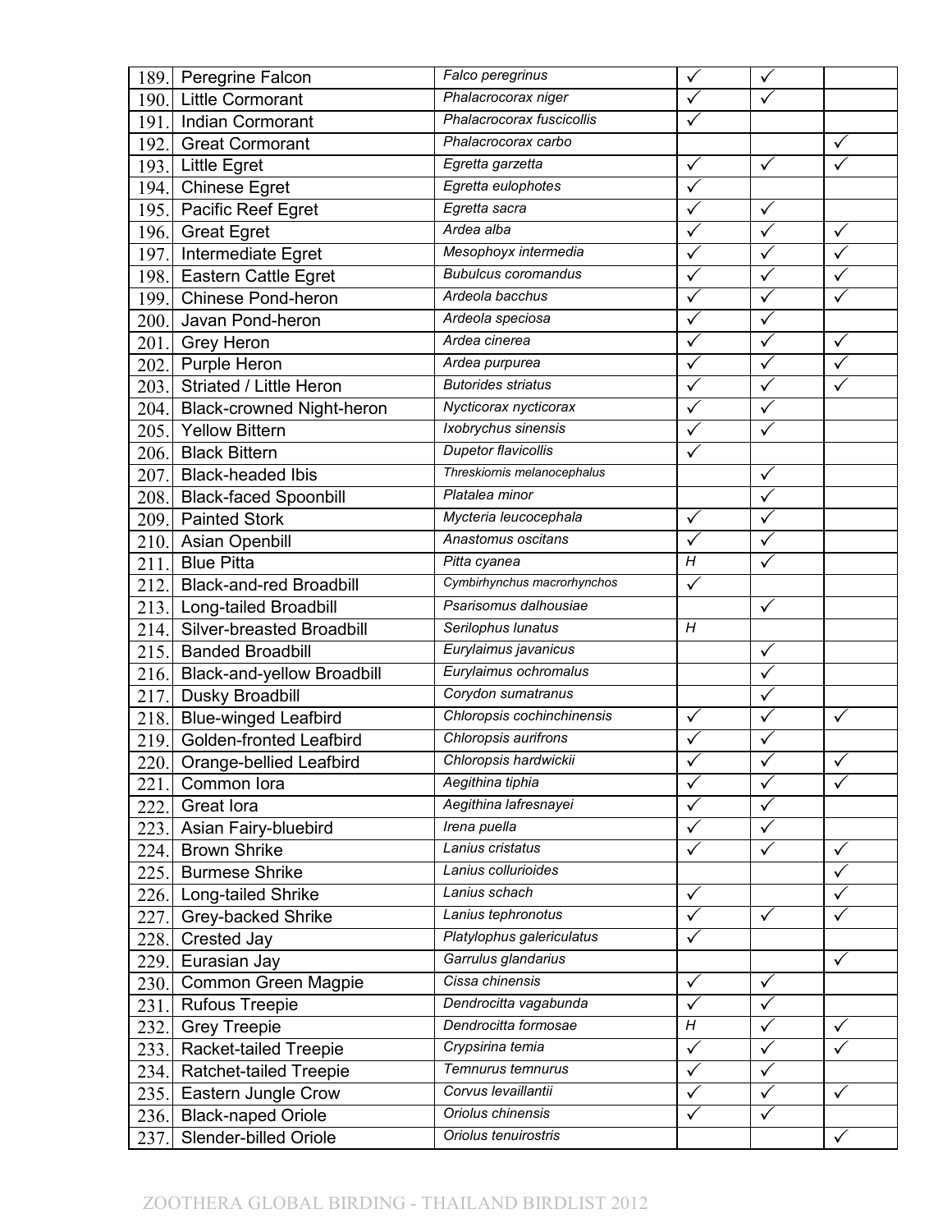| 189. | Peregrine Falcon | *Falco peregrinus* | ✓ | ✓ | |
|---|---|---|---|---|---|
| 190. | Little Cormorant | *Phalacrocorax niger* | ✓ | ✓ | |
| 191. | Indian Cormorant | *Phalacrocorax fuscicollis* | ✓ | | |
| 192. | Great Cormorant | *Phalacrocorax carbo* | | | ✓ |
| 193. | Little Egret | *Egretta garzetta* | ✓ | ✓ | ✓ |
| 194. | Chinese Egret | *Egretta eulophotes* | ✓ | | |
| 195. | Pacific Reef Egret | *Egretta sacra* | ✓ | ✓ | |
| 196. | Great Egret | *Ardea alba* | ✓ | ✓ | ✓ |
| 197. | Intermediate Egret | *Mesophoyx intermedia* | ✓ | ✓ | ✓ |
| 198. | Eastern Cattle Egret | *Bubulcus coromandus* | ✓ | ✓ | ✓ |
| 199. | Chinese Pond-heron | *Ardeola bacchus* | ✓ | ✓ | ✓ |
| 200. | Javan Pond-heron | *Ardeola speciosa* | ✓ | ✓ | |
| 201. | Grey Heron | *Ardea cinerea* | ✓ | ✓ | ✓ |
| 202. | Purple Heron | *Ardea purpurea* | ✓ | ✓ | ✓ |
| 203. | Striated / Little Heron | *Butorides striatus* | ✓ | ✓ | ✓ |
| 204. | Black-crowned Night-heron | *Nycticorax nycticorax* | ✓ | ✓ | |
| 205. | Yellow Bittern | *Ixobrychus sinensis* | ✓ | ✓ | |
| 206. | Black Bittern | *Dupetor flavicollis* | ✓ | | |
| 207. | Black-headed Ibis | *Threskiornis melanocephalus* | | ✓ | |
| 208. | Black-faced Spoonbill | *Platalea minor* | | ✓ | |
| 209. | Painted Stork | *Mycteria leucocephala* | ✓ | ✓ | |
| 210. | Asian Openbill | *Anastomus oscitans* | ✓ | ✓ | |
| 211. | Blue Pitta | *Pitta cyanea* | *H* | ✓ | |
| 212. | Black-and-red Broadbill | *Cymbirhynchus macrorhynchos* | ✓ | | |
| 213. | Long-tailed Broadbill | *Psarisomus dalhousiae* | | ✓ | |
| 214. | Silver-breasted Broadbill | *Serilophus lunatus* | *H* | | |
| 215. | Banded Broadbill | *Eurylaimus javanicus* | | ✓ | |
| 216. | Black-and-yellow Broadbill | *Eurylaimus ochromalus* | | ✓ | |
| 217. | Dusky Broadbill | *Corydon sumatranus* | | ✓ | |
| 218. | Blue-winged Leafbird | *Chloropsis cochinchinensis* | ✓ | ✓ | ✓ |
| 219. | Golden-fronted Leafbird | *Chloropsis aurifrons* | ✓ | ✓ | |
| 220. | Orange-bellied Leafbird | *Chloropsis hardwickii* | ✓ | ✓ | ✓ |
| 221. | Common Iora | *Aegithina tiphia* | ✓ | ✓ | ✓ |
| 222. | Great Iora | *Aegithina lafresnayei* | ✓ | ✓ | |
| 223. | Asian Fairy-bluebird | *Irena puella* | ✓ | ✓ | |
| 224. | Brown Shrike | *Lanius cristatus* | ✓ | ✓ | ✓ |
| 225. | Burmese Shrike | *Lanius collurioides* | | | ✓ |
| 226. | Long-tailed Shrike | *Lanius schach* | ✓ | | ✓ |
| 227. | Grey-backed Shrike | *Lanius tephronotus* | ✓ | ✓ | ✓ |
| 228. | Crested Jay | *Platylophus galericulatus* | ✓ | | |
| 229. | Eurasian Jay | *Garrulus glandarius* | | | ✓ |
| 230. | Common Green Magpie | *Cissa chinensis* | ✓ | ✓ | |
| 231. | Rufous Treepie | *Dendrocitta vagabunda* | ✓ | ✓ | |
| 232. | Grey Treepie | *Dendrocitta formosae* | *H* | ✓ | ✓ |
| 233. | Racket-tailed Treepie | *Crypsirina temia* | ✓ | ✓ | ✓ |
| 234. | Ratchet-tailed Treepie | *Temnurus temnurus* | ✓ | ✓ | |
| 235. | Eastern Jungle Crow | *Corvus levaillantii* | ✓ | ✓ | ✓ |
| 236. | Black-naped Oriole | *Oriolus chinensis* | ✓ | ✓ | |
| 237. | Slender-billed Oriole | *Oriolus tenuirostris* | | | ✓ |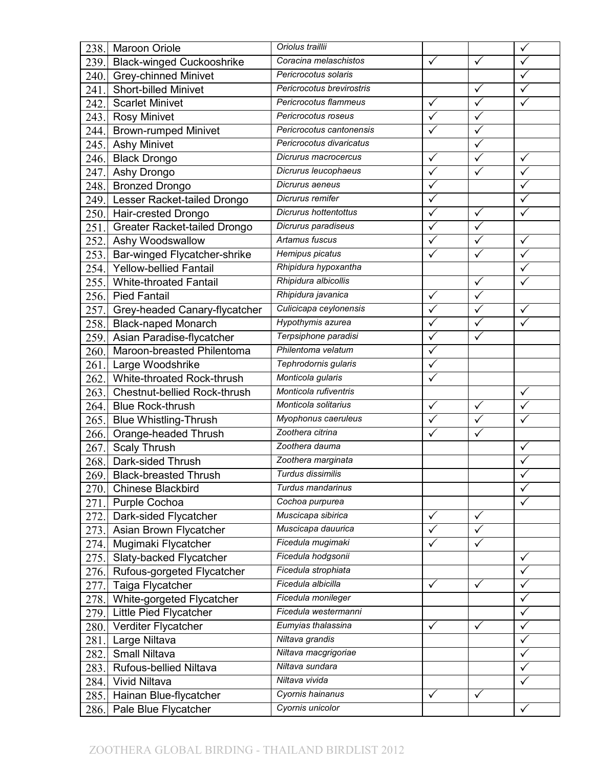| | | | | | |
|---|---|---|---|---|---|
| 238. | Maroon Oriole | *Oriolus traillii* | | | ✓ |
| 239. | Black-winged Cuckooshrike | *Coracina melaschistos* | ✓ | ✓ | ✓ |
| 240. | Grey-chinned Minivet | *Pericrocotus solaris* | | | ✓ |
| 241. | Short-billed Minivet | *Pericrocotus brevirostris* | | ✓ | ✓ |
| 242. | Scarlet Minivet | *Pericrocotus flammeus* | ✓ | ✓ | ✓ |
| 243. | Rosy Minivet | *Pericrocotus roseus* | ✓ | ✓ | |
| 244. | Brown-rumped Minivet | *Pericrocotus cantonensis* | ✓ | ✓ | |
| 245. | Ashy Minivet | *Pericrocotus divaricatus* | | ✓ | |
| 246. | Black Drongo | *Dicrurus macrocercus* | ✓ | ✓ | ✓ |
| 247. | Ashy Drongo | *Dicrurus leucophaeus* | ✓ | ✓ | ✓ |
| 248. | Bronzed Drongo | *Dicrurus aeneus* | ✓ | | ✓ |
| 249. | Lesser Racket-tailed Drongo | *Dicrurus remifer* | ✓ | | ✓ |
| 250. | Hair-crested Drongo | *Dicrurus hottentottus* | ✓ | ✓ | ✓ |
| 251. | Greater Racket-tailed Drongo | *Dicrurus paradiseus* | ✓ | ✓ | |
| 252. | Ashy Woodswallow | *Artamus fuscus* | ✓ | ✓ | ✓ |
| 253. | Bar-winged Flycatcher-shrike | *Hemipus picatus* | ✓ | ✓ | ✓ |
| 254. | Yellow-bellied Fantail | *Rhipidura hypoxantha* | | | ✓ |
| 255. | White-throated Fantail | *Rhipidura albicollis* | | ✓ | ✓ |
| 256. | Pied Fantail | *Rhipidura javanica* | ✓ | ✓ | |
| 257. | Grey-headed Canary-flycatcher | *Culicicapa ceylonensis* | ✓ | ✓ | ✓ |
| 258. | Black-naped Monarch | *Hypothymis azurea* | ✓ | ✓ | ✓ |
| 259. | Asian Paradise-flycatcher | *Terpsiphone paradisi* | ✓ | ✓ | |
| 260. | Maroon-breasted Philentoma | *Philentoma velatum* | ✓ | | |
| 261. | Large Woodshrike | *Tephrodornis gularis* | ✓ | | |
| 262. | White-throated Rock-thrush | *Monticola gularis* | ✓ | | |
| 263. | Chestnut-bellied Rock-thrush | *Monticola rufiventris* | | | ✓ |
| 264. | Blue Rock-thrush | *Monticola solitarius* | ✓ | ✓ | ✓ |
| 265. | Blue Whistling-Thrush | *Myophonus caeruleus* | ✓ | ✓ | ✓ |
| 266. | Orange-headed Thrush | *Zoothera citrina* | ✓ | ✓ | |
| 267. | Scaly Thrush | *Zoothera dauma* | | | ✓ |
| 268. | Dark-sided Thrush | *Zoothera marginata* | | | ✓ |
| 269. | Black-breasted Thrush | *Turdus dissimilis* | | | ✓ |
| 270. | Chinese Blackbird | *Turdus mandarinus* | | | ✓ |
| 271. | Purple Cochoa | *Cochoa purpurea* | | | ✓ |
| 272. | Dark-sided Flycatcher | *Muscicapa sibirica* | ✓ | ✓ | |
| 273. | Asian Brown Flycatcher | *Muscicapa dauurica* | ✓ | ✓ | |
| 274. | Mugimaki Flycatcher | *Ficedula mugimaki* | ✓ | ✓ | |
| 275. | Slaty-backed Flycatcher | *Ficedula hodgsonii* | | | ✓ |
| 276. | Rufous-gorgeted Flycatcher | *Ficedula strophiata* | | | ✓ |
| 277. | Taiga Flycatcher | *Ficedula albicilla* | ✓ | ✓ | ✓ |
| 278. | White-gorgeted Flycatcher | *Ficedula monileger* | | | ✓ |
| 279. | Little Pied Flycatcher | *Ficedula westermanni* | | | ✓ |
| 280. | Verditer Flycatcher | *Eumyias thalassina* | ✓ | ✓ | ✓ |
| 281. | Large Niltava | *Niltava grandis* | | | ✓ |
| 282. | Small Niltava | *Niltava macgrigoriae* | | | ✓ |
| 283. | Rufous-bellied Niltava | *Niltava sundara* | | | ✓ |
| 284. | Vivid Niltava | *Niltava vivida* | | | ✓ |
| 285. | Hainan Blue-flycatcher | *Cyornis hainanus* | ✓ | ✓ | |
| 286. | Pale Blue Flycatcher | *Cyornis unicolor* | | | ✓ |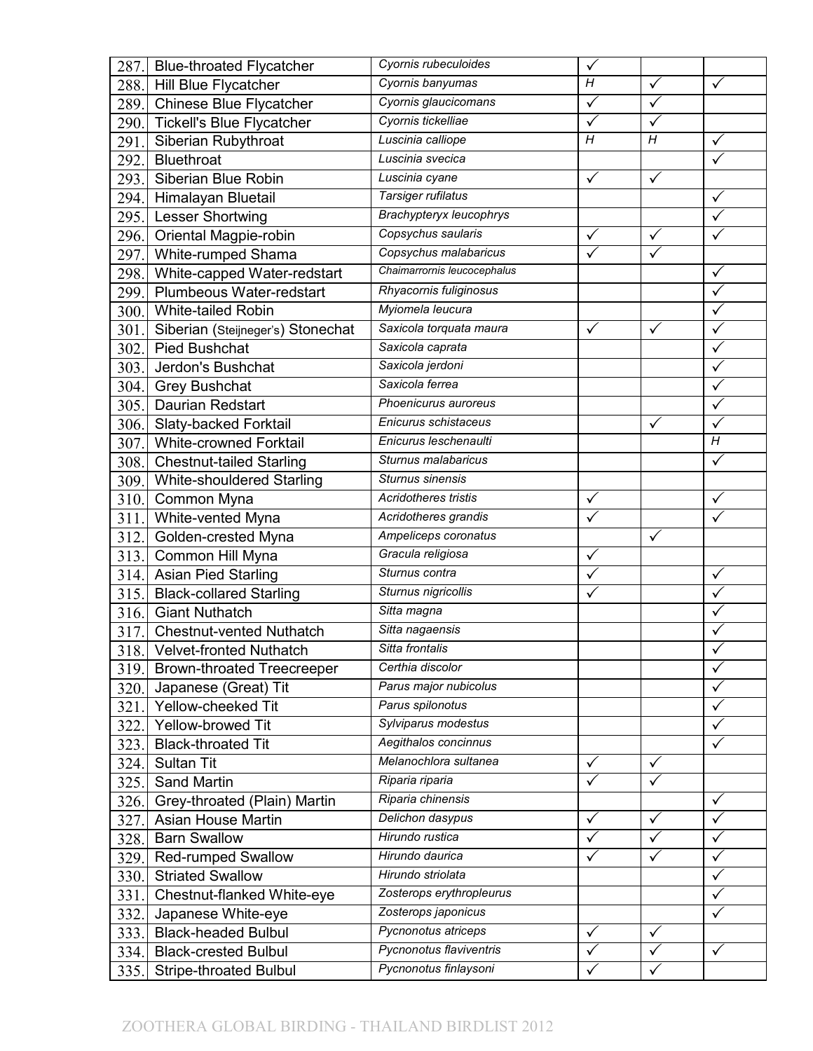| | | | | | |
|---|---|---|---|---|---|
| 287. | Blue-throated Flycatcher | *Cyornis rubeculoides* | ✓ | | |
| 288. | Hill Blue Flycatcher | *Cyornis banyumas* | *H* | ✓ | ✓ |
| 289. | Chinese Blue Flycatcher | *Cyornis glaucicomans* | ✓ | ✓ | |
| 290. | Tickell's Blue Flycatcher | *Cyornis tickelliae* | ✓ | ✓ | |
| 291. | Siberian Rubythroat | *Luscinia calliope* | *H* | *H* | ✓ |
| 292. | Bluethroat | *Luscinia svecica* | | | ✓ |
| 293. | Siberian Blue Robin | *Luscinia cyane* | ✓ | ✓ | |
| 294. | Himalayan Bluetail | *Tarsiger rufilatus* | | | ✓ |
| 295. | Lesser Shortwing | *Brachypteryx leucophrys* | | | ✓ |
| 296. | Oriental Magpie-robin | *Copsychus saularis* | ✓ | ✓ | ✓ |
| 297. | White-rumped Shama | *Copsychus malabaricus* | ✓ | ✓ | |
| 298. | White-capped Water-redstart | *Chaimarrornis leucocephalus* | | | ✓ |
| 299. | Plumbeous Water-redstart | *Rhyacornis fuliginosus* | | | ✓ |
| 300. | White-tailed Robin | *Myiomela leucura* | | | ✓ |
| 301. | Siberian (Steijneger's) Stonechat | *Saxicola torquata maura* | ✓ | ✓ | ✓ |
| 302. | Pied Bushchat | *Saxicola caprata* | | | ✓ |
| 303. | Jerdon's Bushchat | *Saxicola jerdoni* | | | ✓ |
| 304. | Grey Bushchat | *Saxicola ferrea* | | | ✓ |
| 305. | Daurian Redstart | *Phoenicurus auroreus* | | | ✓ |
| 306. | Slaty-backed Forktail | *Enicurus schistaceus* | | ✓ | ✓ |
| 307. | White-crowned Forktail | *Enicurus leschenaulti* | | | *H* |
| 308. | Chestnut-tailed Starling | *Sturnus malabaricus* | | | ✓ |
| 309. | White-shouldered Starling | *Sturnus sinensis* | | | |
| 310. | Common Myna | *Acridotheres tristis* | ✓ | | ✓ |
| 311. | White-vented Myna | *Acridotheres grandis* | ✓ | | ✓ |
| 312. | Golden-crested Myna | *Ampeliceps coronatus* | | ✓ | |
| 313. | Common Hill Myna | *Gracula religiosa* | ✓ | | |
| 314. | Asian Pied Starling | *Sturnus contra* | ✓ | | ✓ |
| 315. | Black-collared Starling | *Sturnus nigricollis* | ✓ | | ✓ |
| 316. | Giant Nuthatch | *Sitta magna* | | | ✓ |
| 317. | Chestnut-vented Nuthatch | *Sitta nagaensis* | | | ✓ |
| 318. | Velvet-fronted Nuthatch | *Sitta frontalis* | | | ✓ |
| 319. | Brown-throated Treecreeper | *Certhia discolor* | | | ✓ |
| 320. | Japanese (Great) Tit | *Parus major nubicolus* | | | ✓ |
| 321. | Yellow-cheeked Tit | *Parus spilonotus* | | | ✓ |
| 322. | Yellow-browed Tit | *Sylviparus modestus* | | | ✓ |
| 323. | Black-throated Tit | *Aegithalos concinnus* | | | ✓ |
| 324. | Sultan Tit | *Melanochlora sultanea* | ✓ | ✓ | |
| 325. | Sand Martin | *Riparia riparia* | ✓ | ✓ | |
| 326. | Grey-throated (Plain) Martin | *Riparia chinensis* | | | ✓ |
| 327. | Asian House Martin | *Delichon dasypus* | ✓ | ✓ | ✓ |
| 328. | Barn Swallow | *Hirundo rustica* | ✓ | ✓ | ✓ |
| 329. | Red-rumped Swallow | *Hirundo daurica* | ✓ | ✓ | ✓ |
| 330. | Striated Swallow | *Hirundo striolata* | | | ✓ |
| 331. | Chestnut-flanked White-eye | *Zosterops erythropleurus* | | | ✓ |
| 332. | Japanese White-eye | *Zosterops japonicus* | | | ✓ |
| 333. | Black-headed Bulbul | *Pycnonotus atriceps* | ✓ | ✓ | |
| 334. | Black-crested Bulbul | *Pycnonotus flaviventris* | ✓ | ✓ | ✓ |
| 335. | Stripe-throated Bulbul | *Pycnonotus finlaysoni* | ✓ | ✓ | |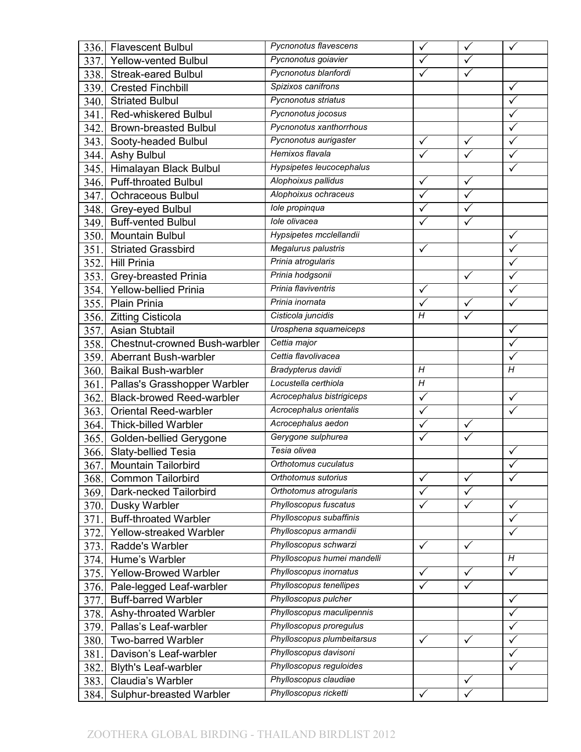| | | | | | |
|---|---|---|---|---|---|
| 336. | Flavescent Bulbul | *Pycnonotus flavescens* | ✓ | ✓ | ✓ |
| 337. | Yellow-vented Bulbul | *Pycnonotus goiavier* | ✓ | ✓ | |
| 338. | Streak-eared Bulbul | *Pycnonotus blanfordi* | ✓ | ✓ | |
| 339. | Crested Finchbill | *Spizixos canifrons* | | | ✓ |
| 340. | Striated Bulbul | *Pycnonotus striatus* | | | ✓ |
| 341. | Red-whiskered Bulbul | *Pycnonotus jocosus* | | | ✓ |
| 342. | Brown-breasted Bulbul | *Pycnonotus xanthorrhous* | | | ✓ |
| 343. | Sooty-headed Bulbul | *Pycnonotus aurigaster* | ✓ | ✓ | ✓ |
| 344. | Ashy Bulbul | *Hemixos flavala* | ✓ | ✓ | ✓ |
| 345. | Himalayan Black Bulbul | *Hypsipetes leucocephalus* | | | ✓ |
| 346. | Puff-throated Bulbul | *Alophoixus pallidus* | ✓ | ✓ | |
| 347. | Ochraceous Bulbul | *Alophoixus ochraceus* | ✓ | ✓ | |
| 348. | Grey-eyed Bulbul | *Iole propinqua* | ✓ | ✓ | |
| 349. | Buff-vented Bulbul | *Iole olivacea* | ✓ | ✓ | |
| 350. | Mountain Bulbul | *Hypsipetes mcclellandii* | | | ✓ |
| 351. | Striated Grassbird | *Megalurus palustris* | ✓ | | ✓ |
| 352. | Hill Prinia | *Prinia atrogularis* | | | ✓ |
| 353. | Grey-breasted Prinia | *Prinia hodgsonii* | | ✓ | ✓ |
| 354. | Yellow-bellied Prinia | *Prinia flaviventris* | ✓ | | ✓ |
| 355. | Plain Prinia | *Prinia inornata* | ✓ | ✓ | ✓ |
| 356. | Zitting Cisticola | *Cisticola juncidis* | *H* | ✓ | |
| 357. | Asian Stubtail | *Urosphena squameiceps* | | | ✓ |
| 358. | Chestnut-crowned Bush-warbler | *Cettia major* | | | ✓ |
| 359. | Aberrant Bush-warbler | *Cettia flavolivacea* | | | ✓ |
| 360. | Baikal Bush-warbler | *Bradypterus davidi* | *H* | | *H* |
| 361. | Pallas's Grasshopper Warbler | *Locustella certhiola* | *H* | | |
| 362. | Black-browed Reed-warbler | *Acrocephalus bistrigiceps* | ✓ | | ✓ |
| 363. | Oriental Reed-warbler | *Acrocephalus orientalis* | ✓ | | ✓ |
| 364. | Thick-billed Warbler | *Acrocephalus aedon* | ✓ | ✓ | |
| 365. | Golden-bellied Gerygone | *Gerygone sulphurea* | ✓ | ✓ | |
| 366. | Slaty-bellied Tesia | *Tesia olivea* | | | ✓ |
| 367. | Mountain Tailorbird | *Orthotomus cuculatus* | | | ✓ |
| 368. | Common Tailorbird | *Orthotomus sutorius* | ✓ | ✓ | ✓ |
| 369. | Dark-necked Tailorbird | *Orthotomus atrogularis* | ✓ | ✓ | |
| 370. | Dusky Warbler | *Phylloscopus fuscatus* | ✓ | ✓ | ✓ |
| 371. | Buff-throated Warbler | *Phylloscopus subaffinis* | | | ✓ |
| 372. | Yellow-streaked Warbler | *Phylloscopus armandii* | | | ✓ |
| 373. | Radde's Warbler | *Phylloscopus schwarzi* | ✓ | ✓ | |
| 374. | Hume's Warbler | *Phylloscopus humei mandelli* | | | *H* |
| 375. | Yellow-Browed Warbler | *Phylloscopus inornatus* | ✓ | ✓ | ✓ |
| 376. | Pale-legged Leaf-warbler | *Phylloscopus tenellipes* | ✓ | ✓ | |
| 377. | Buff-barred Warbler | *Phylloscopus pulcher* | | | ✓ |
| 378. | Ashy-throated Warbler | *Phylloscopus maculipennis* | | | ✓ |
| 379. | Pallas's Leaf-warbler | *Phylloscopus proregulus* | | | ✓ |
| 380. | Two-barred Warbler | *Phylloscopus plumbeitarsus* | ✓ | ✓ | ✓ |
| 381. | Davison's Leaf-warbler | *Phylloscopus davisoni* | | | ✓ |
| 382. | Blyth's Leaf-warbler | *Phylloscopus reguloides* | | | ✓ |
| 383. | Claudia's Warbler | *Phylloscopus claudiae* | | ✓ | |
| 384. | Sulphur-breasted Warbler | *Phylloscopus ricketti* | ✓ | ✓ | |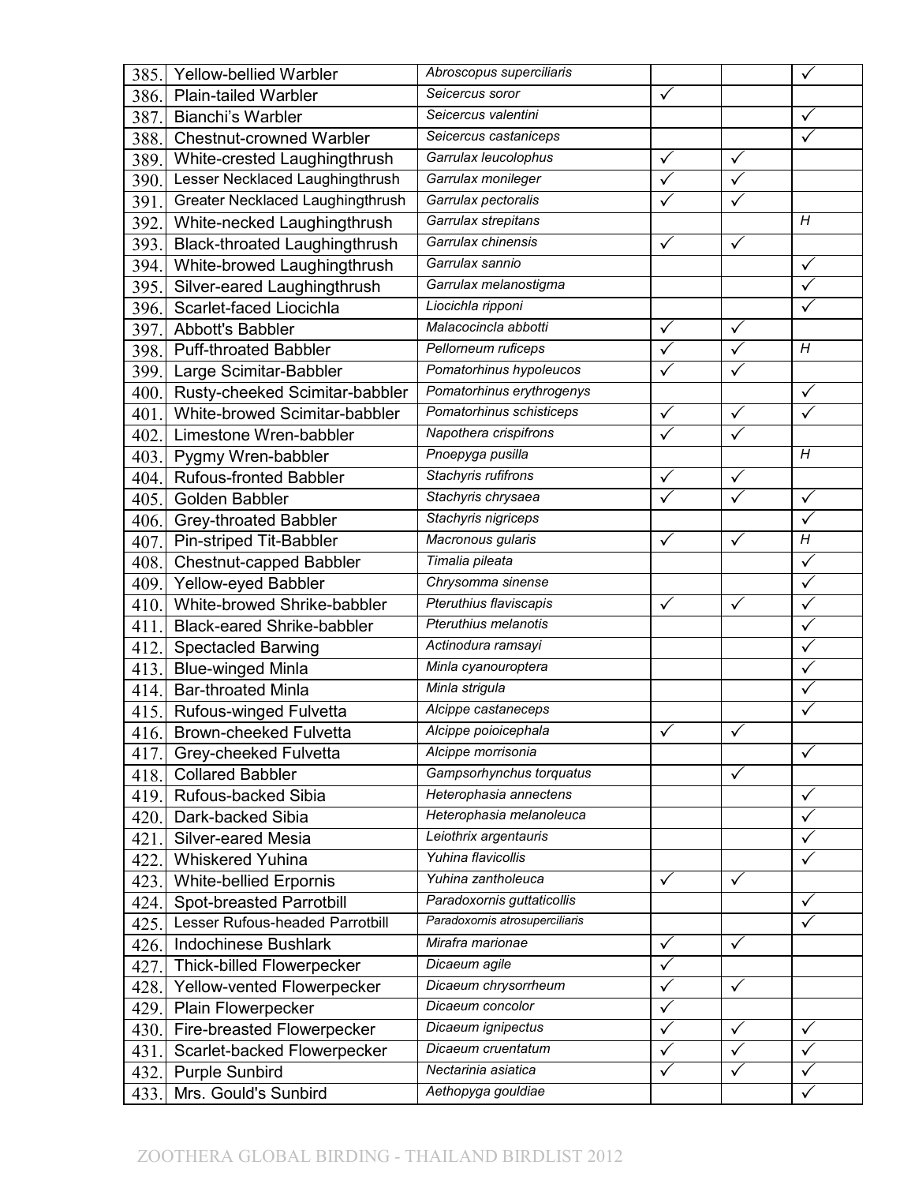| | | | | | |
|---|---|---|---|---|---|
| 385. | Yellow-bellied Warbler | *Abroscopus superciliaris* | | | ✓ |
| 386. | Plain-tailed Warbler | *Seicercus soror* | ✓ | | |
| 387. | Bianchi's Warbler | *Seicercus valentini* | | | ✓ |
| 388. | Chestnut-crowned Warbler | *Seicercus castaniceps* | | | ✓ |
| 389. | White-crested Laughingthrush | *Garrulax leucolophus* | ✓ | ✓ | |
| 390. | Lesser Necklaced Laughingthrush | *Garrulax monileger* | ✓ | ✓ | |
| 391. | Greater Necklaced Laughingthrush | *Garrulax pectoralis* | ✓ | ✓ | |
| 392. | White-necked Laughingthrush | *Garrulax strepitans* | | | *H* |
| 393. | Black-throated Laughingthrush | *Garrulax chinensis* | ✓ | ✓ | |
| 394. | White-browed Laughingthrush | *Garrulax sannio* | | | ✓ |
| 395. | Silver-eared Laughingthrush | *Garrulax melanostigma* | | | ✓ |
| 396. | Scarlet-faced Liocichla | *Liocichla ripponi* | | | ✓ |
| 397. | Abbott's Babbler | *Malacocincla abbotti* | ✓ | ✓ | |
| 398. | Puff-throated Babbler | *Pellorneum ruficeps* | ✓ | ✓ | *H* |
| 399. | Large Scimitar-Babbler | *Pomatorhinus hypoleucos* | ✓ | ✓ | |
| 400. | Rusty-cheeked Scimitar-babbler | *Pomatorhinus erythrogenys* | | | ✓ |
| 401. | White-browed Scimitar-babbler | *Pomatorhinus schisticeps* | ✓ | ✓ | ✓ |
| 402. | Limestone Wren-babbler | *Napothera crispifrons* | ✓ | ✓ | |
| 403. | Pygmy Wren-babbler | *Pnoepyga pusilla* | | | *H* |
| 404. | Rufous-fronted Babbler | *Stachyris rufifrons* | ✓ | ✓ | |
| 405. | Golden Babbler | *Stachyris chrysaea* | ✓ | ✓ | ✓ |
| 406. | Grey-throated Babbler | *Stachyris nigriceps* | | | ✓ |
| 407. | Pin-striped Tit-Babbler | *Macronous gularis* | ✓ | ✓ | *H* |
| 408. | Chestnut-capped Babbler | *Timalia pileata* | | | ✓ |
| 409. | Yellow-eyed Babbler | *Chrysomma sinense* | | | ✓ |
| 410. | White-browed Shrike-babbler | *Pteruthius flaviscapis* | ✓ | ✓ | ✓ |
| 411. | Black-eared Shrike-babbler | *Pteruthius melanotis* | | | ✓ |
| 412. | Spectacled Barwing | *Actinodura ramsayi* | | | ✓ |
| 413. | Blue-winged Minla | *Minla cyanouroptera* | | | ✓ |
| 414. | Bar-throated Minla | *Minla strigula* | | | ✓ |
| 415. | Rufous-winged Fulvetta | *Alcippe castaneceps* | | | ✓ |
| 416. | Brown-cheeked Fulvetta | *Alcippe poioicephala* | ✓ | ✓ | |
| 417. | Grey-cheeked Fulvetta | *Alcippe morrisonia* | | | ✓ |
| 418. | Collared Babbler | *Gampsorhynchus torquatus* | | ✓ | |
| 419. | Rufous-backed Sibia | *Heterophasia annectens* | | | ✓ |
| 420. | Dark-backed Sibia | *Heterophasia melanoleuca* | | | ✓ |
| 421. | Silver-eared Mesia | *Leiothrix argentauris* | | | ✓ |
| 422. | Whiskered Yuhina | *Yuhina flavicollis* | | | ✓ |
| 423. | White-bellied Erpornis | *Yuhina zantholeuca* | ✓ | ✓ | |
| 424. | Spot-breasted Parrotbill | *Paradoxornis guttaticollis* | | | ✓ |
| 425. | Lesser Rufous-headed Parrotbill | *Paradoxornis atrosuperciliaris* | | | ✓ |
| 426. | Indochinese Bushlark | *Mirafra marionae* | ✓ | ✓ | |
| 427. | Thick-billed Flowerpecker | *Dicaeum agile* | ✓ | | |
| 428. | Yellow-vented Flowerpecker | *Dicaeum chrysorrheum* | ✓ | ✓ | |
| 429. | Plain Flowerpecker | *Dicaeum concolor* | ✓ | | |
| 430. | Fire-breasted Flowerpecker | *Dicaeum ignipectus* | ✓ | ✓ | ✓ |
| 431. | Scarlet-backed Flowerpecker | *Dicaeum cruentatum* | ✓ | ✓ | ✓ |
| 432. | Purple Sunbird | *Nectarinia asiatica* | ✓ | ✓ | ✓ |
| 433. | Mrs. Gould's Sunbird | *Aethopyga gouldiae* | | | ✓ |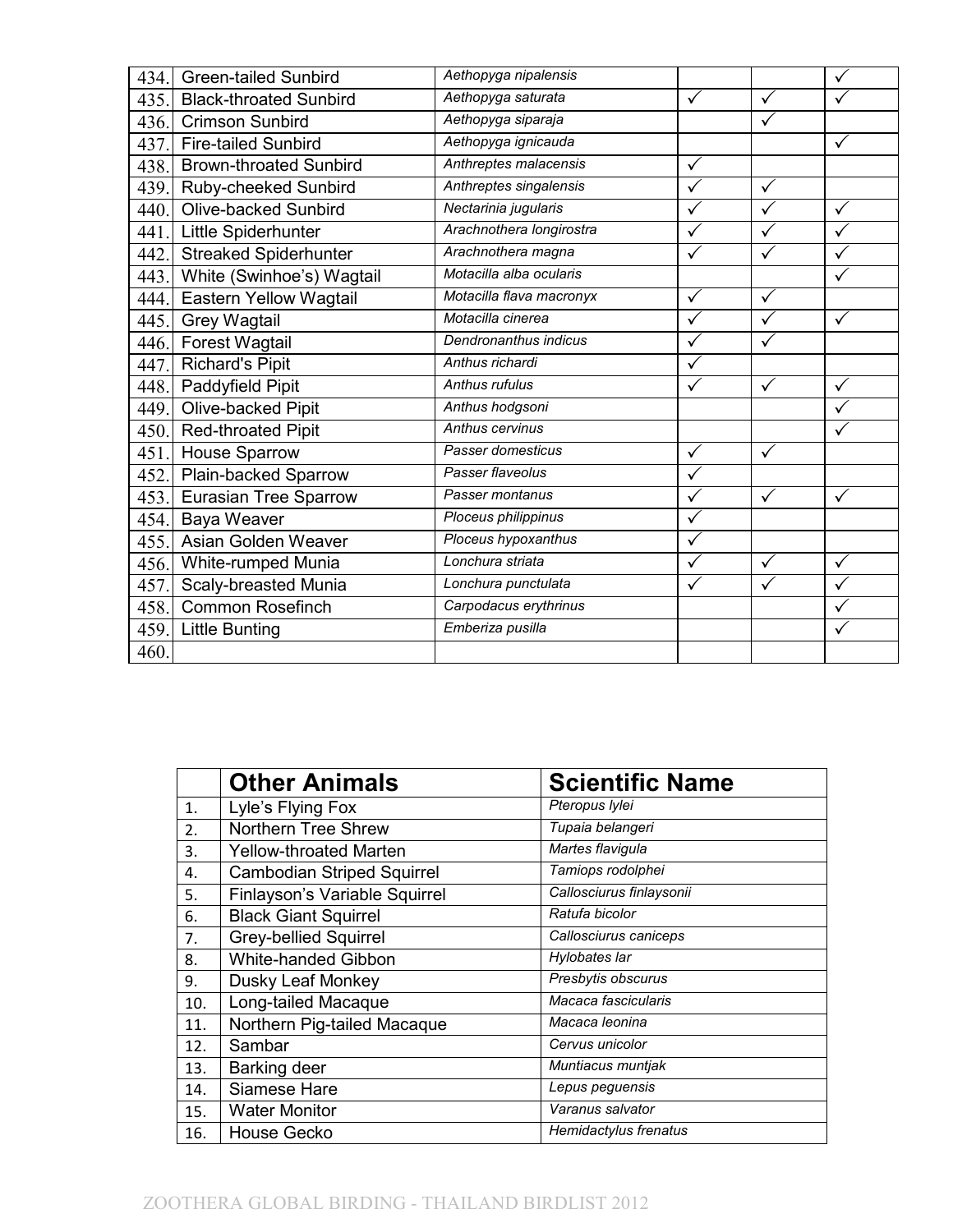| | | | | | |
|---|---|---|---|---|---|
| 434. | Green-tailed Sunbird | *Aethopyga nipalensis* | | | ✓ |
| 435. | Black-throated Sunbird | *Aethopyga saturata* | ✓ | ✓ | ✓ |
| 436. | Crimson Sunbird | *Aethopyga siparaja* | | ✓ | |
| 437. | Fire-tailed Sunbird | *Aethopyga ignicauda* | | | ✓ |
| 438. | Brown-throated Sunbird | *Anthreptes malacensis* | ✓ | | |
| 439. | Ruby-cheeked Sunbird | *Anthreptes singalensis* | ✓ | ✓ | |
| 440. | Olive-backed Sunbird | *Nectarinia jugularis* | ✓ | ✓ | ✓ |
| 441. | Little Spiderhunter | *Arachnothera longirostra* | ✓ | ✓ | ✓ |
| 442. | Streaked Spiderhunter | *Arachnothera magna* | ✓ | ✓ | ✓ |
| 443. | White (Swinhoe's) Wagtail | *Motacilla alba ocularis* | | | ✓ |
| 444. | Eastern Yellow Wagtail | *Motacilla flava macronyx* | ✓ | ✓ | |
| 445. | Grey Wagtail | *Motacilla cinerea* | ✓ | ✓ | ✓ |
| 446. | Forest Wagtail | *Dendronanthus indicus* | ✓ | ✓ | |
| 447. | Richard's Pipit | *Anthus richardi* | ✓ | | |
| 448. | Paddyfield Pipit | *Anthus rufulus* | ✓ | ✓ | ✓ |
| 449. | Olive-backed Pipit | *Anthus hodgsoni* | | | ✓ |
| 450. | Red-throated Pipit | *Anthus cervinus* | | | ✓ |
| 451. | House Sparrow | *Passer domesticus* | ✓ | ✓ | |
| 452. | Plain-backed Sparrow | *Passer flaveolus* | ✓ | | |
| 453. | Eurasian Tree Sparrow | *Passer montanus* | ✓ | ✓ | ✓ |
| 454. | Baya Weaver | *Ploceus philippinus* | ✓ | | |
| 455. | Asian Golden Weaver | *Ploceus hypoxanthus* | ✓ | | |
| 456. | White-rumped Munia | *Lonchura striata* | ✓ | ✓ | ✓ |
| 457. | Scaly-breasted Munia | *Lonchura punctulata* | ✓ | ✓ | ✓ |
| 458. | Common Rosefinch | *Carpodacus erythrinus* | | | ✓ |
| 459. | Little Bunting | *Emberiza pusilla* | | | ✓ |
| 460. | | | | | |

| | Other Animals | Scientific Name |
|---|---|---|
| 1. | Lyle's Flying Fox | *Pteropus lylei* |
| 2. | Northern Tree Shrew | *Tupaia belangeri* |
| 3. | Yellow-throated Marten | *Martes flavigula* |
| 4. | Cambodian Striped Squirrel | *Tamiops rodolphei* |
| 5. | Finlayson's Variable Squirrel | *Callosciurus finlaysonii* |
| 6. | Black Giant Squirrel | *Ratufa bicolor* |
| 7. | Grey-bellied Squirrel | *Callosciurus caniceps* |
| 8. | White-handed Gibbon | *Hylobates lar* |
| 9. | Dusky Leaf Monkey | *Presbytis obscurus* |
| 10. | Long-tailed Macaque | *Macaca fascicularis* |
| 11. | Northern Pig-tailed Macaque | *Macaca leonina* |
| 12. | Sambar | *Cervus unicolor* |
| 13. | Barking deer | *Muntiacus muntjak* |
| 14. | Siamese Hare | *Lepus peguensis* |
| 15. | Water Monitor | *Varanus salvator* |
| 16. | House Gecko | *Hemidactylus frenatus* |